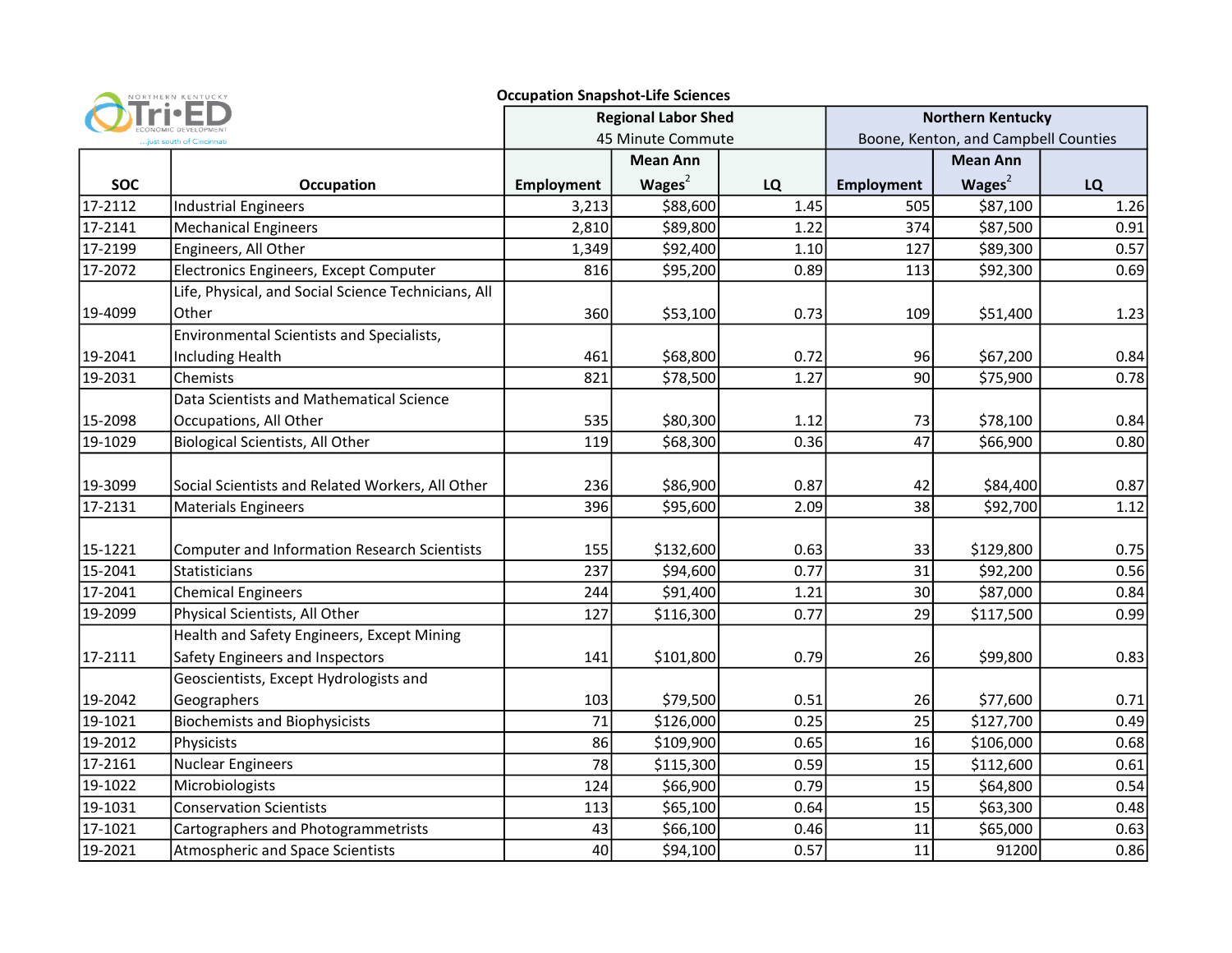Northern Kentucky Tri-ED Economic Development ...just south of Cincinnati

# Occupation Snapshot-Life Sciences

| SOC | Occupation | Regional Labor Shed 45 Minute Commute | | | Northern Kentucky Boone, Kenton, and Campbell Counties | | |
|---|---|---|---|---|---|---|---|
| | | Employment | Mean Ann Wages[2] | LQ | Employment | Mean Ann Wages[2] | LQ |
| 17-2112 | Industrial Engineers | 3,213 | $88,600 | 1.45 | 505 | $87,100 | 1.26 |
| 17-2141 | Mechanical Engineers | 2,810 | $89,800 | 1.22 | 374 | $87,500 | 0.91 |
| 17-2199 | Engineers, All Other | 1,349 | $92,400 | 1.10 | 127 | $89,300 | 0.57 |
| 17-2072 | Electronics Engineers, Except Computer | 816 | $95,200 | 0.89 | 113 | $92,300 | 0.69 |
| 19-4099 | Life, Physical, and Social Science Technicians, All Other | 360 | $53,100 | 0.73 | 109 | $51,400 | 1.23 |
| 19-2041 | Environmental Scientists and Specialists, Including Health | 461 | $68,800 | 0.72 | 96 | $67,200 | 0.84 |
| 19-2031 | Chemists | 821 | $78,500 | 1.27 | 90 | $75,900 | 0.78 |
| 15-2098 | Data Scientists and Mathematical Science Occupations, All Other | 535 | $80,300 | 1.12 | 73 | $78,100 | 0.84 |
| 19-1029 | Biological Scientists, All Other | 119 | $68,300 | 0.36 | 47 | $66,900 | 0.80 |
| 19-3099 | Social Scientists and Related Workers, All Other | 236 | $86,900 | 0.87 | 42 | $84,400 | 0.87 |
| 17-2131 | Materials Engineers | 396 | $95,600 | 2.09 | 38 | $92,700 | 1.12 |
| 15-1221 | Computer and Information Research Scientists | 155 | $132,600 | 0.63 | 33 | $129,800 | 0.75 |
| 15-2041 | Statisticians | 237 | $94,600 | 0.77 | 31 | $92,200 | 0.56 |
| 17-2041 | Chemical Engineers | 244 | $91,400 | 1.21 | 30 | $87,000 | 0.84 |
| 19-2099 | Physical Scientists, All Other | 127 | $116,300 | 0.77 | 29 | $117,500 | 0.99 |
| 17-2111 | Health and Safety Engineers, Except Mining Safety Engineers and Inspectors | 141 | $101,800 | 0.79 | 26 | $99,800 | 0.83 |
| 19-2042 | Geoscientists, Except Hydrologists and Geographers | 103 | $79,500 | 0.51 | 26 | $77,600 | 0.71 |
| 19-1021 | Biochemists and Biophysicists | 71 | $126,000 | 0.25 | 25 | $127,700 | 0.49 |
| 19-2012 | Physicists | 86 | $109,900 | 0.65 | 16 | $106,000 | 0.68 |
| 17-2161 | Nuclear Engineers | 78 | $115,300 | 0.59 | 15 | $112,600 | 0.61 |
| 19-1022 | Microbiologists | 124 | $66,900 | 0.79 | 15 | $64,800 | 0.54 |
| 19-1031 | Conservation Scientists | 113 | $65,100 | 0.64 | 15 | $63,300 | 0.48 |
| 17-1021 | Cartographers and Photogrammetrists | 43 | $66,100 | 0.46 | 11 | $65,000 | 0.63 |
| 19-2021 | Atmospheric and Space Scientists | 40 | $94,100 | 0.57 | 11 | 91200 | 0.86 |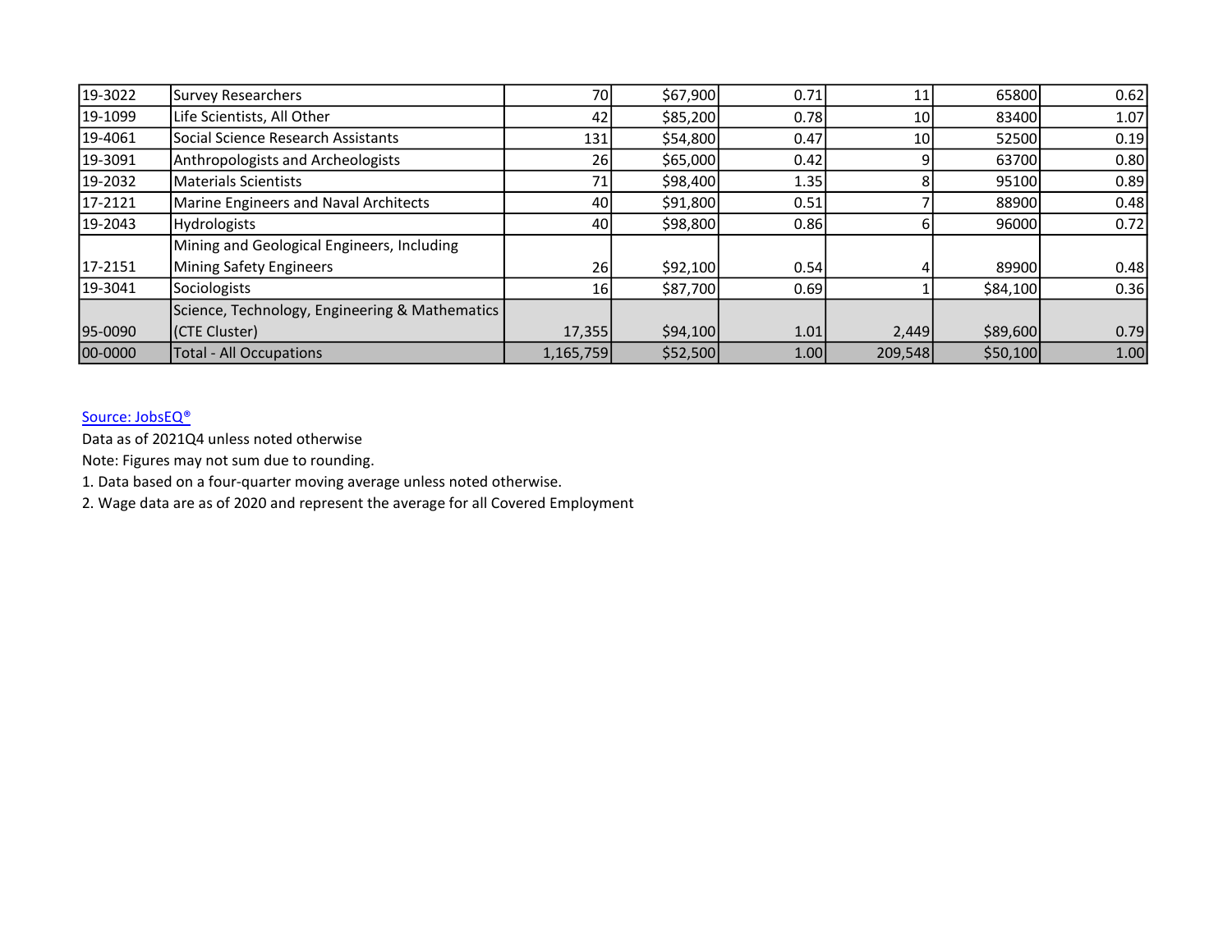| | | | | | | | |
|---|---|---|---|---|---|---|---|
| 19-3022 | Survey Researchers | 70 | $67,900 | 0.71 | 11 | 65800 | 0.62 |
| 19-1099 | Life Scientists, All Other | 42 | $85,200 | 0.78 | 10 | 83400 | 1.07 |
| 19-4061 | Social Science Research Assistants | 131 | $54,800 | 0.47 | 10 | 52500 | 0.19 |
| 19-3091 | Anthropologists and Archeologists | 26 | $65,000 | 0.42 | 9 | 63700 | 0.80 |
| 19-2032 | Materials Scientists | 71 | $98,400 | 1.35 | 8 | 95100 | 0.89 |
| 17-2121 | Marine Engineers and Naval Architects | 40 | $91,800 | 0.51 | 7 | 88900 | 0.48 |
| 19-2043 | Hydrologists | 40 | $98,800 | 0.86 | 6 | 96000 | 0.72 |
| 17-2151 | Mining and Geological Engineers, Including Mining Safety Engineers | 26 | $92,100 | 0.54 | 4 | 89900 | 0.48 |
| 19-3041 | Sociologists | 16 | $87,700 | 0.69 | 1 | $84,100 | 0.36 |
| 95-0090 | Science, Technology, Engineering & Mathematics (CTE Cluster) | 17,355 | $94,100 | 1.01 | 2,449 | $89,600 | 0.79 |
| 00-0000 | Total - All Occupations | 1,165,759 | $52,500 | 1.00 | 209,548 | $50,100 | 1.00 |

Source: JobsEQ®

Data as of 2021Q4 unless noted otherwise

Note: Figures may not sum due to rounding.

1. Data based on a four-quarter moving average unless noted otherwise.

2. Wage data are as of 2020 and represent the average for all Covered Employment